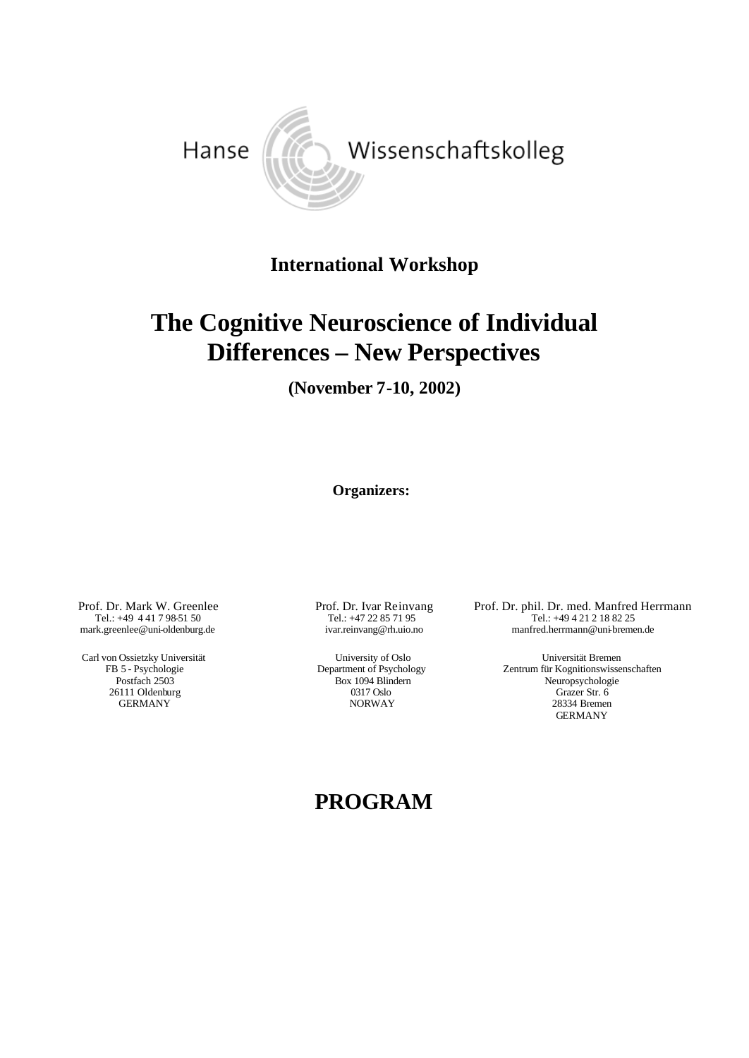Hanse Wissenschaftskolleg

**International Workshop**

# The Cognitive Neuroscience of Individual Differences – New Perspectives

**(November 7-10, 2002)**

**Organizers:**

Prof. Dr. Mark W. Greenlee
Tel.: +49 4 41 7 98-51 50
mark.greenlee@uni-oldenburg.de

Carl von Ossietzky Universität
FB 5 - Psychologie
Postfach 2503
26111 Oldenburg
GERMANY

Prof. Dr. Ivar Reinvang
Tel.: +47 22 85 71 95
ivar.reinvang@rh.uio.no

University of Oslo
Department of Psychology
Box 1094 Blindern
0317 Oslo
NORWAY

Prof. Dr. phil. Dr. med. Manfred Herrmann
Tel.: +49 4 21 2 18 82 25
manfred.herrmann@uni-bremen.de

Universität Bremen
Zentrum für Kognitionswissenschaften
Neuropsychologie
Grazer Str. 6
28334 Bremen
GERMANY

# PROGRAM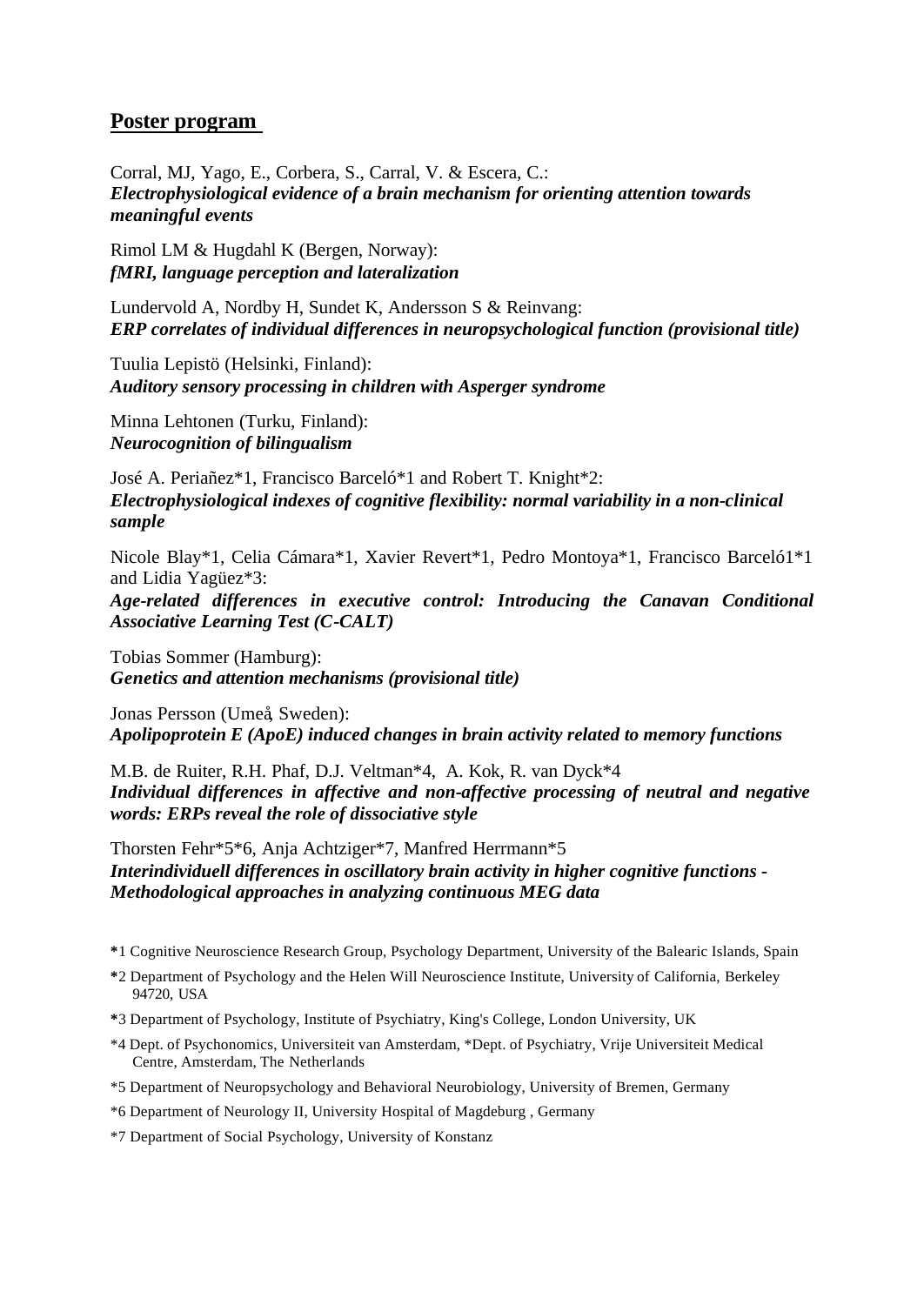## Poster program

Corral, MJ, Yago, E., Corbera, S., Carral, V. & Escera, C.:
***Electrophysiological evidence of a brain mechanism for orienting attention towards meaningful events***

Rimol LM & Hugdahl K (Bergen, Norway):
***fMRI, language perception and lateralization***

Lundervold A, Nordby H, Sundet K, Andersson S & Reinvang:
***ERP correlates of individual differences in neuropsychological function (provisional title)***

Tuulia Lepistö (Helsinki, Finland):
***Auditory sensory processing in children with Asperger syndrome***

Minna Lehtonen (Turku, Finland):
***Neurocognition of bilingualism***

José A. Periañez*1, Francisco Barceló*1 and Robert T. Knight*2:
***Electrophysiological indexes of cognitive flexibility: normal variability in a non-clinical sample***

Nicole Blay*1, Celia Cámara*1, Xavier Revert*1, Pedro Montoya*1, Francisco Barceló1*1 and Lidia Yagüez*3:
***Age-related differences in executive control: Introducing the Canavan Conditional Associative Learning Test (C-CALT)***

Tobias Sommer (Hamburg):
***Genetics and attention mechanisms (provisional title)***

Jonas Persson (Umeå, Sweden):
***Apolipoprotein E (ApoE) induced changes in brain activity related to memory functions***

M.B. de Ruiter, R.H. Phaf, D.J. Veltman*4, A. Kok, R. van Dyck*4
***Individual differences in affective and non-affective processing of neutral and negative words: ERPs reveal the role of dissociative style***

Thorsten Fehr*5*6, Anja Achtziger*7, Manfred Herrmann*5
***Interindividuell differences in oscillatory brain activity in higher cognitive functions - Methodological approaches in analyzing continuous MEG data***

*1 Cognitive Neuroscience Research Group, Psychology Department, University of the Balearic Islands, Spain

*2 Department of Psychology and the Helen Will Neuroscience Institute, University of California, Berkeley 94720, USA

*3 Department of Psychology, Institute of Psychiatry, King's College, London University, UK

*4 Dept. of Psychonomics, Universiteit van Amsterdam, *Dept. of Psychiatry, Vrije Universiteit Medical Centre, Amsterdam, The Netherlands

*5 Department of Neuropsychology and Behavioral Neurobiology, University of Bremen, Germany

*6 Department of Neurology II, University Hospital of Magdeburg , Germany

*7 Department of Social Psychology, University of Konstanz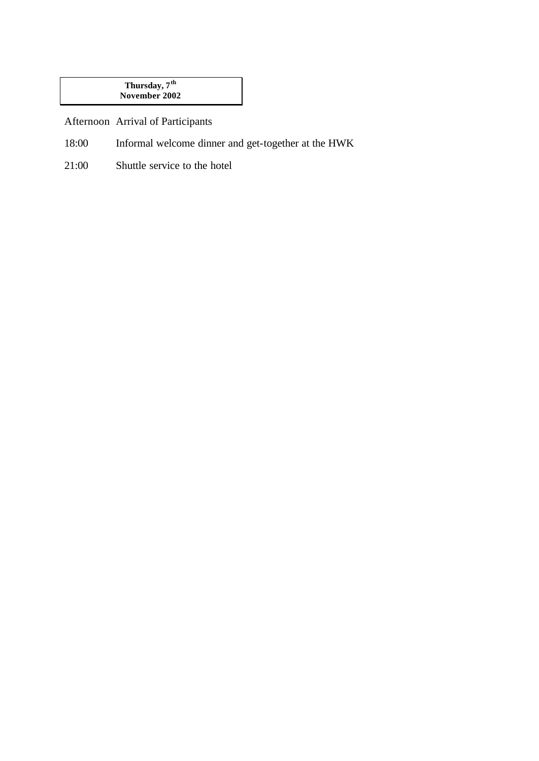**Thursday, 7th November 2002**

| | |
|---|---|
| Afternoon | Arrival of Participants |
| 18:00 | Informal welcome dinner and get-together at the HWK |
| 21:00 | Shuttle service to the hotel |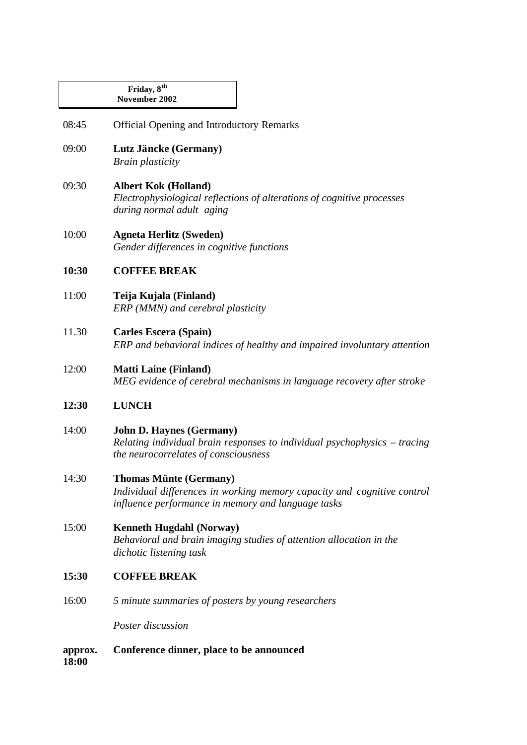**Friday, 8th November 2002**

| | |
|---|---|
| 08:45 | Official Opening and Introductory Remarks |
| 09:00 | **Lutz Jäncke (Germany)**<br>*Brain plasticity* |
| 09:30 | **Albert Kok (Holland)**<br>*Electrophysiological reflections of alterations of cognitive processes during normal adult aging* |
| 10:00 | **Agneta Herlitz (Sweden)**<br>*Gender differences in cognitive functions* |
| **10:30** | **COFFEE BREAK** |
| 11:00 | **Teija Kujala (Finland)**<br>*ERP (MMN) and cerebral plasticity* |
| 11.30 | **Carles Escera (Spain)**<br>*ERP and behavioral indices of healthy and impaired involuntary attention* |
| 12:00 | **Matti Laine (Finland)**<br>*MEG evidence of cerebral mechanisms in language recovery after stroke* |
| **12:30** | **LUNCH** |
| 14:00 | **John D. Haynes (Germany)**<br>*Relating individual brain responses to individual psychophysics – tracing the neurocorrelates of consciousness* |
| 14:30 | **Thomas Münte (Germany)**<br>*Individual differences in working memory capacity and cognitive control influence performance in memory and language tasks* |
| 15:00 | **Kenneth Hugdahl (Norway)**<br>*Behavioral and brain imaging studies of attention allocation in the dichotic listening task* |
| **15:30** | **COFFEE BREAK** |
| 16:00 | *5 minute summaries of posters by young researchers*<br><br>*Poster discussion* |
| **approx. 18:00** | **Conference dinner, place to be announced** |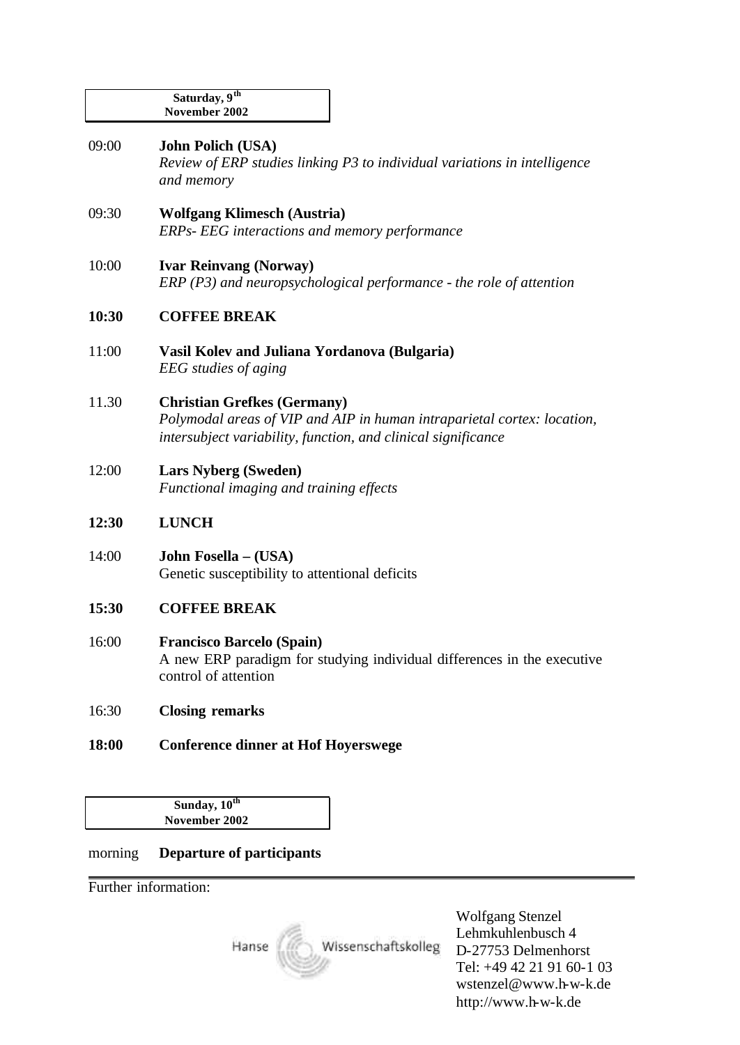**Saturday, 9th November 2002**

09:00 **John Polich (USA)**
*Review of ERP studies linking P3 to individual variations in intelligence and memory*

09:30 **Wolfgang Klimesch (Austria)**
*ERPs- EEG interactions and memory performance*

10:00 **Ivar Reinvang (Norway)**
*ERP (P3) and neuropsychological performance - the role of attention*

**10:30 COFFEE BREAK**

11:00 **Vasil Kolev and Juliana Yordanova (Bulgaria)**
*EEG studies of aging*

11.30 **Christian Grefkes (Germany)**
*Polymodal areas of VIP and AIP in human intraparietal cortex: location, intersubject variability, function, and clinical significance*

12:00 **Lars Nyberg (Sweden)**
*Functional imaging and training effects*

**12:30 LUNCH**

14:00 **John Fosella – (USA)**
Genetic susceptibility to attentional deficits

**15:30 COFFEE BREAK**

16:00 **Francisco Barcelo (Spain)**
A new ERP paradigm for studying individual differences in the executive control of attention

16:30 **Closing remarks**

**18:00 Conference dinner at Hof Hoyerswege**

**Sunday, 10th November 2002**

morning **Departure of participants**

---

Further information:

Hanse Wissenschaftskolleg

Wolfgang Stenzel
Lehmkuhlenbusch 4
D-27753 Delmenhorst
Tel: +49 42 21 91 60-1 03
wstenzel@www.h-w-k.de
http://www.h-w-k.de